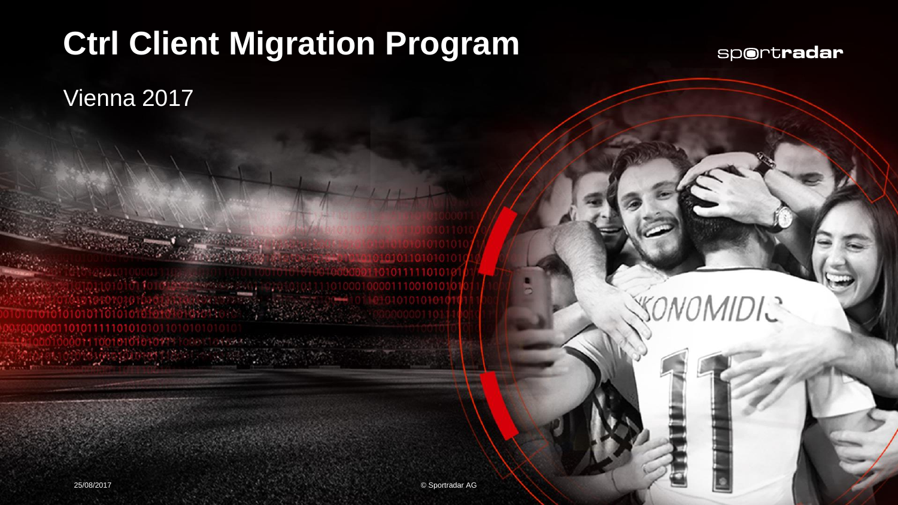# Ctrl Client Migration Program

Vienna 2017

25/08/2017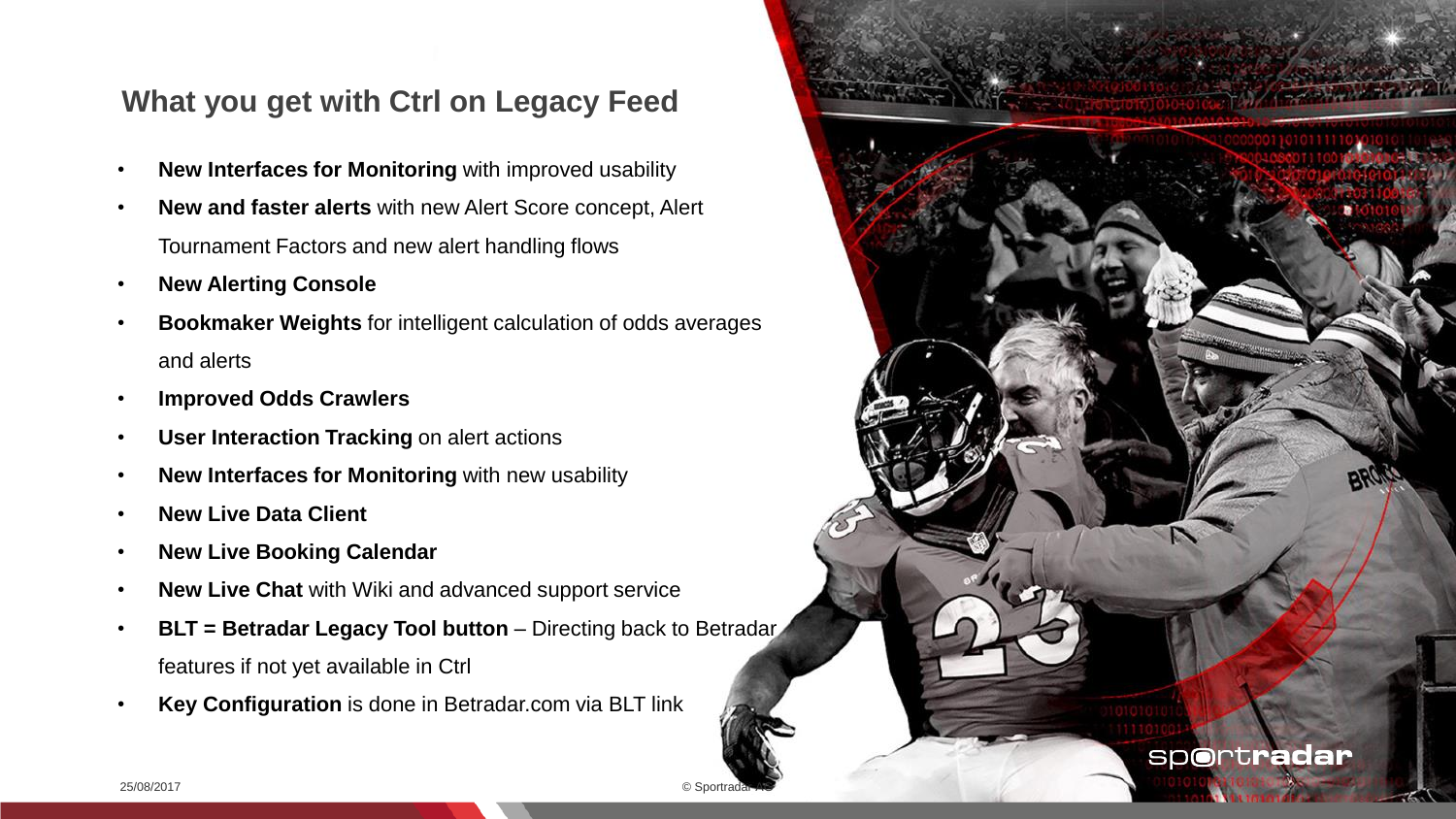## What you get with Ctrl on Legacy Feed

- **New Interfaces for Monitoring** with improved usability
- **New and faster alerts** with new Alert Score concept, Alert Tournament Factors and new alert handling flows
- **New Alerting Console**
- **Bookmaker Weights** for intelligent calculation of odds averages and alerts
- **Improved Odds Crawlers**
- **User Interaction Tracking** on alert actions
- **New Interfaces for Monitoring** with new usability
- **New Live Data Client**
- **New Live Booking Calendar**
- **New Live Chat** with Wiki and advanced support service
- **BLT = Betradar Legacy Tool button** – Directing back to Betradar features if not yet available in Ctrl
- **Key Configuration** is done in Betradar.com via BLT link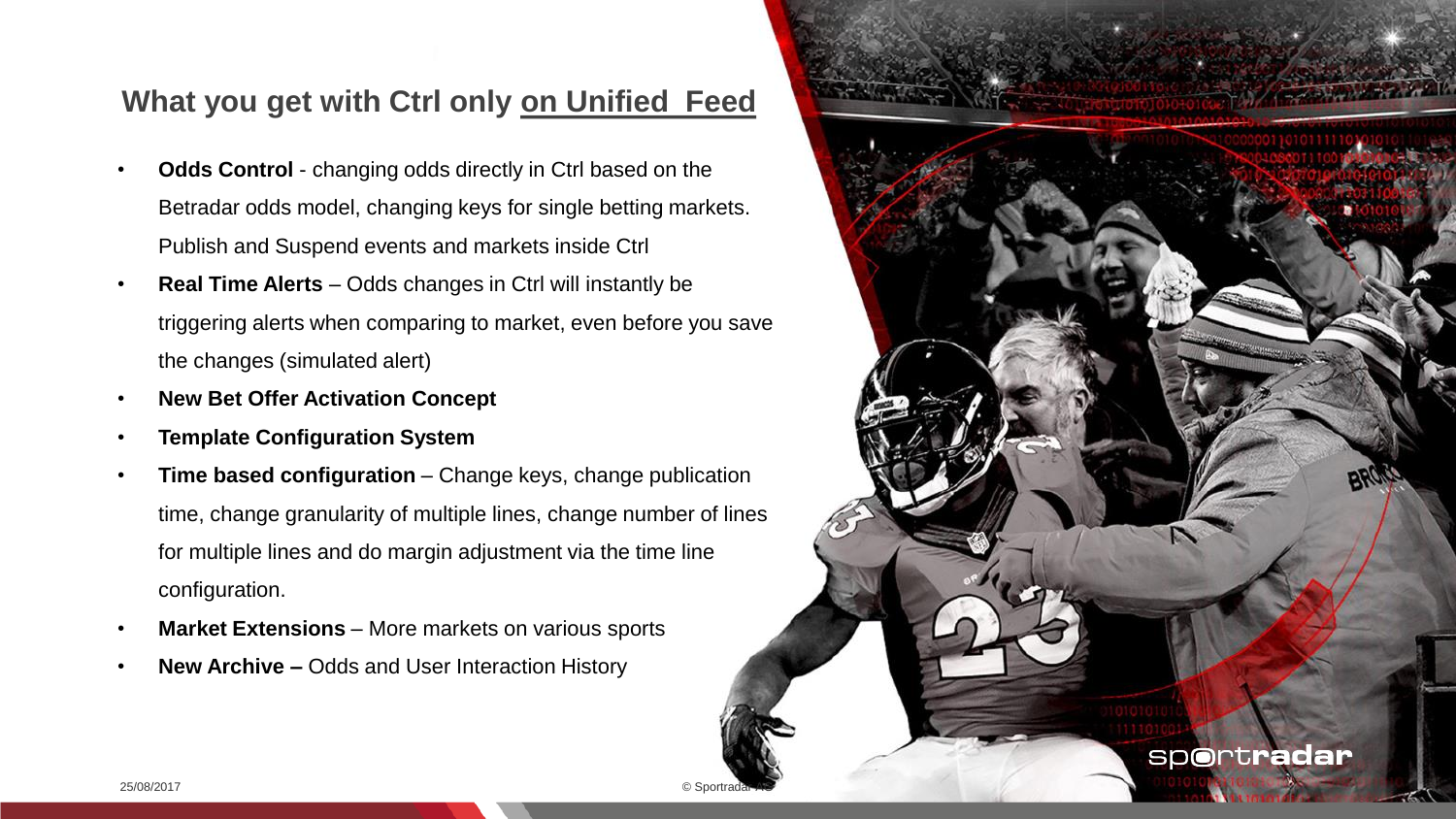## What you get with Ctrl only on Unified  Feed

- **Odds Control** - changing odds directly in Ctrl based on the Betradar odds model, changing keys for single betting markets. Publish and Suspend events and markets inside Ctrl
- **Real Time Alerts** – Odds changes in Ctrl will instantly be triggering alerts when comparing to market, even before you save the changes (simulated alert)
- **New Bet Offer Activation Concept**
- **Template Configuration System**
- **Time based configuration** – Change keys, change publication time, change granularity of multiple lines, change number of lines for multiple lines and do margin adjustment via the time line configuration.
- **Market Extensions** – More markets on various sports
- **New Archive –** Odds and User Interaction History